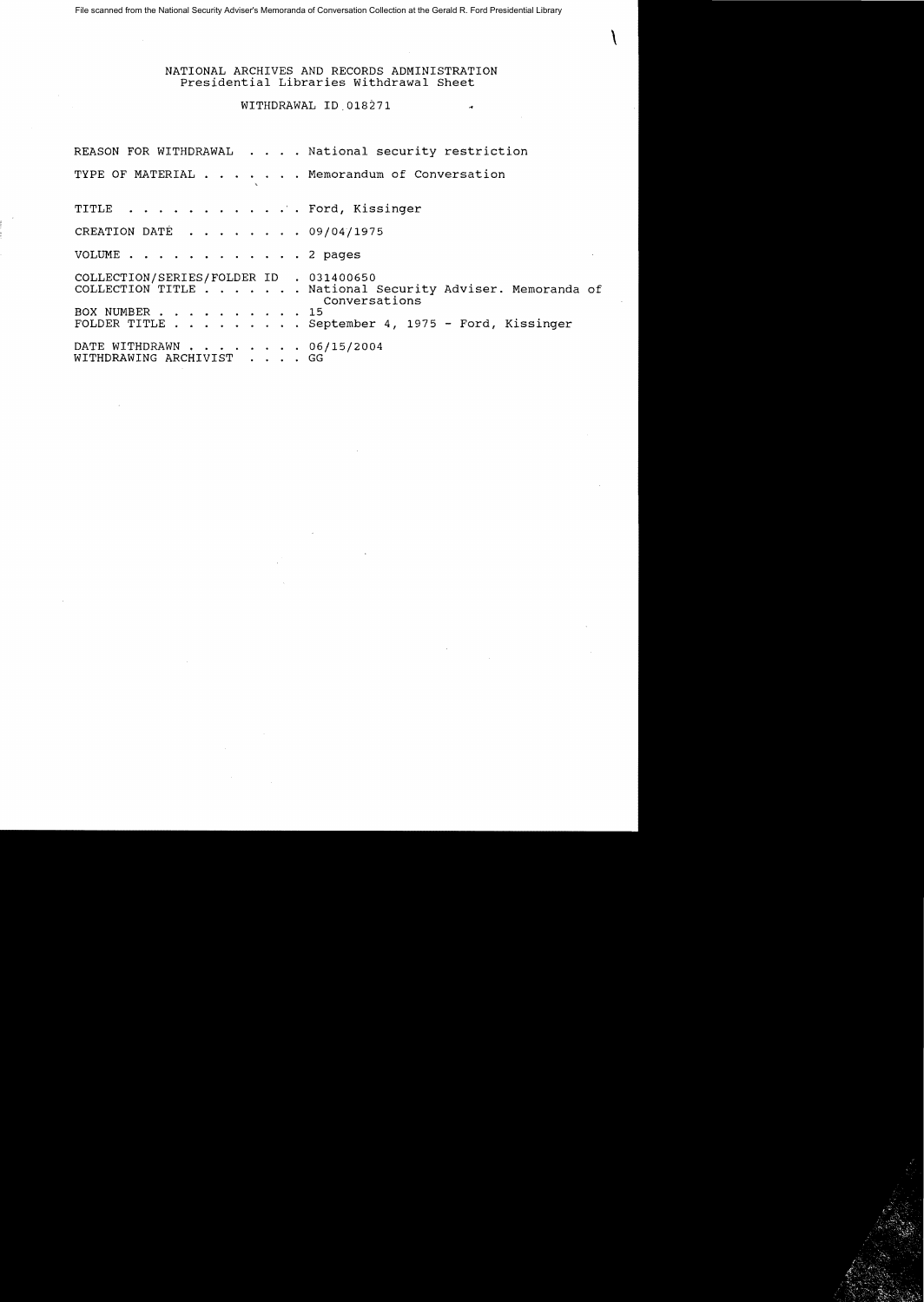File scanned from the National Security Adviser's Memoranda of Conversation Collection at the Gerald R. Ford Presidential Library

NATIONAL ARCHIVES AND RECORDS ADMINISTRATION
Presidential Libraries Withdrawal Sheet

WITHDRAWAL ID 018271

REASON FOR WITHDRAWAL . . . . National security restriction

TYPE OF MATERIAL . . . . . . . Memorandum of Conversation

TITLE . . . . . . . . . . . . Ford, Kissinger

CREATION DATE . . . . . . . . 09/04/1975

VOLUME . . . . . . . . . . . . 2 pages

COLLECTION/SERIES/FOLDER ID . 031400650
COLLECTION TITLE . . . . . . . National Security Adviser. Memoranda of Conversations
BOX NUMBER . . . . . . . . . . 15
FOLDER TITLE . . . . . . . . . September 4, 1975 - Ford, Kissinger

DATE WITHDRAWN . . . . . . . . 06/15/2004
WITHDRAWING ARCHIVIST . . . . GG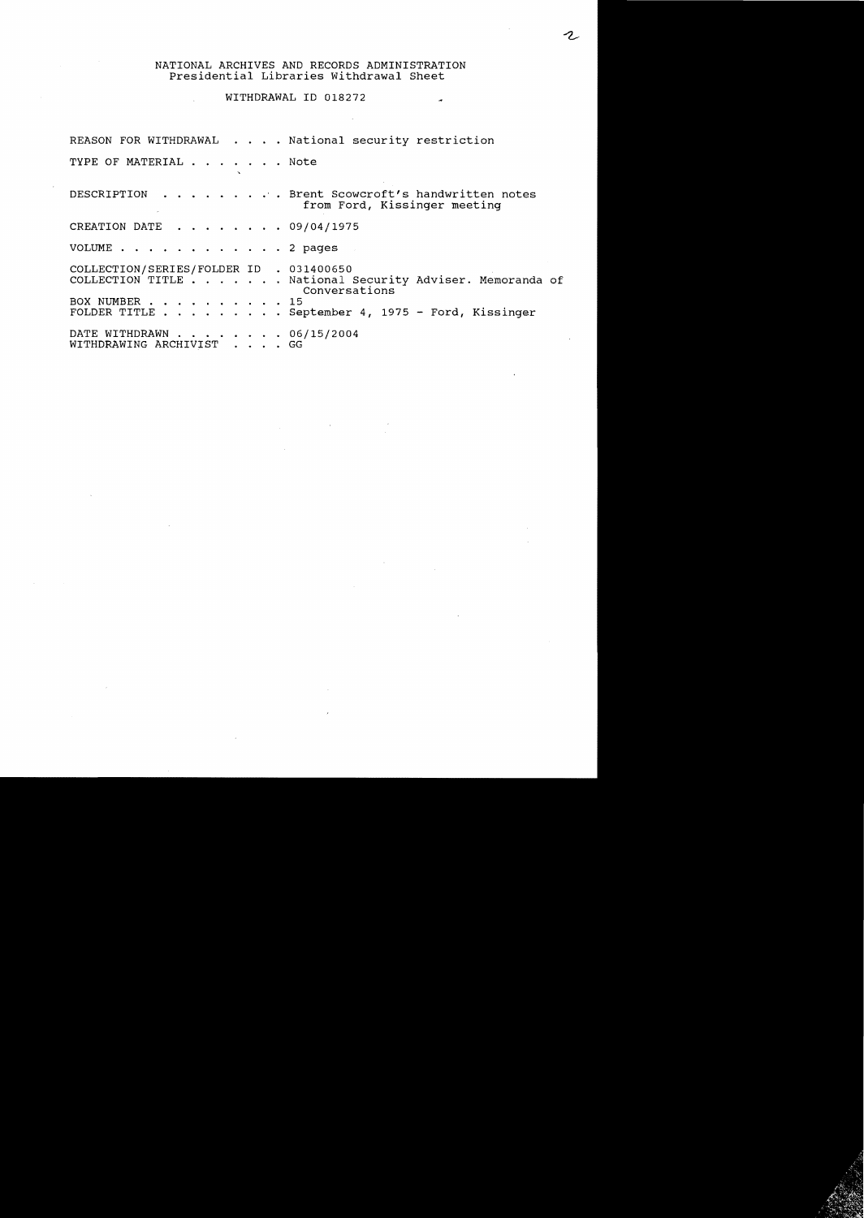NATIONAL ARCHIVES AND RECORDS ADMINISTRATION
Presidential Libraries Withdrawal Sheet

WITHDRAWAL ID 018272

REASON FOR WITHDRAWAL . . . . National security restriction

TYPE OF MATERIAL . . . . . . Note

DESCRIPTION . . . . . . . . Brent Scowcroft's handwritten notes from Ford, Kissinger meeting

CREATION DATE . . . . . . . . 09/04/1975

VOLUME . . . . . . . . . . . . 2 pages

COLLECTION/SERIES/FOLDER ID . 031400650
COLLECTION TITLE . . . . . . . National Security Adviser. Memoranda of Conversations
BOX NUMBER . . . . . . . . . . 15
FOLDER TITLE . . . . . . . . . September 4, 1975 - Ford, Kissinger

DATE WITHDRAWN . . . . . . . . 06/15/2004
WITHDRAWING ARCHIVIST . . . . GG